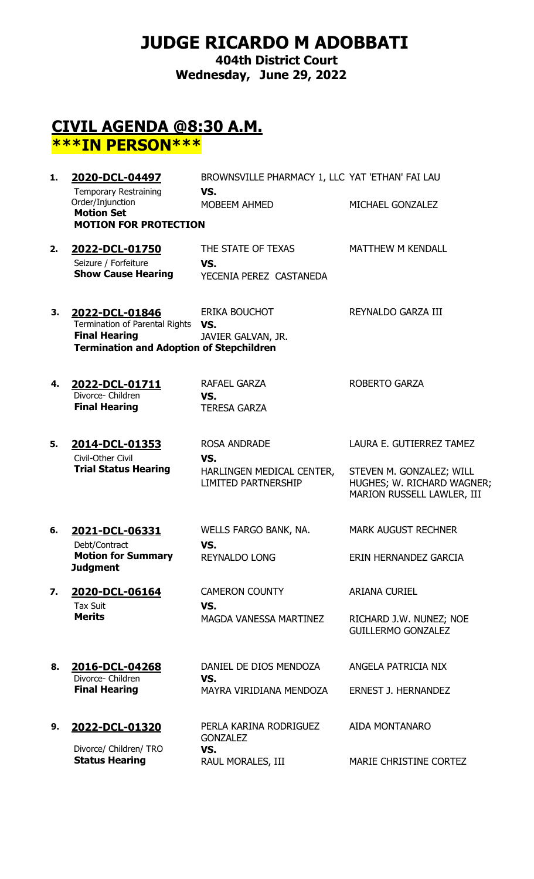# JUDGE RICARDO M ADOBBATI

**404th District Court**
**Wednesday, June 29, 2022**

## CIVIL AGENDA @8:30 A.M.
## ***IN PERSON***

| # | Case | Parties | Attorneys |
|---|---|---|---|
| 1. | **2020-DCL-04497**<br>Temporary Restraining Order/Injunction<br>**Motion Set**<br>**MOTION FOR PROTECTION** | BROWNSVILLE PHARMACY 1, LLC<br>**VS.**<br>MOBEEM AHMED | YAT 'ETHAN' FAI LAU<br><br>MICHAEL GONZALEZ |
| 2. | **2022-DCL-01750**<br>Seizure / Forfeiture<br>**Show Cause Hearing** | THE STATE OF TEXAS<br>**VS.**<br>YECENIA PEREZ CASTANEDA | MATTHEW M KENDALL |
| 3. | **2022-DCL-01846**<br>Termination of Parental Rights<br>**Final Hearing**<br>**Termination and Adoption of Stepchildren** | ERIKA BOUCHOT<br>**VS.**<br>JAVIER GALVAN, JR. | REYNALDO GARZA III |
| 4. | **2022-DCL-01711**<br>Divorce- Children<br>**Final Hearing** | RAFAEL GARZA<br>**VS.**<br>TERESA GARZA | ROBERTO GARZA |
| 5. | **2014-DCL-01353**<br>Civil-Other Civil<br>**Trial Status Hearing** | ROSA ANDRADE<br>**VS.**<br>HARLINGEN MEDICAL CENTER, LIMITED PARTNERSHIP | LAURA E. GUTIERREZ TAMEZ<br><br>STEVEN M. GONZALEZ; WILL HUGHES; W. RICHARD WAGNER; MARION RUSSELL LAWLER, III |
| 6. | **2021-DCL-06331**<br>Debt/Contract<br>**Motion for Summary Judgment** | WELLS FARGO BANK, NA.<br>**VS.**<br>REYNALDO LONG | MARK AUGUST RECHNER<br><br>ERIN HERNANDEZ GARCIA |
| 7. | **2020-DCL-06164**<br>Tax Suit<br>**Merits** | CAMERON COUNTY<br>**VS.**<br>MAGDA VANESSA MARTINEZ | ARIANA CURIEL<br><br>RICHARD J.W. NUNEZ; NOE GUILLERMO GONZALEZ |
| 8. | **2016-DCL-04268**<br>Divorce- Children<br>**Final Hearing** | DANIEL DE DIOS MENDOZA<br>**VS.**<br>MAYRA VIRIDIANA MENDOZA | ANGELA PATRICIA NIX<br><br>ERNEST J. HERNANDEZ |
| 9. | **2022-DCL-01320**<br>Divorce/ Children/ TRO<br>**Status Hearing** | PERLA KARINA RODRIGUEZ GONZALEZ<br>**VS.**<br>RAUL MORALES, III | AIDA MONTANARO<br><br>MARIE CHRISTINE CORTEZ |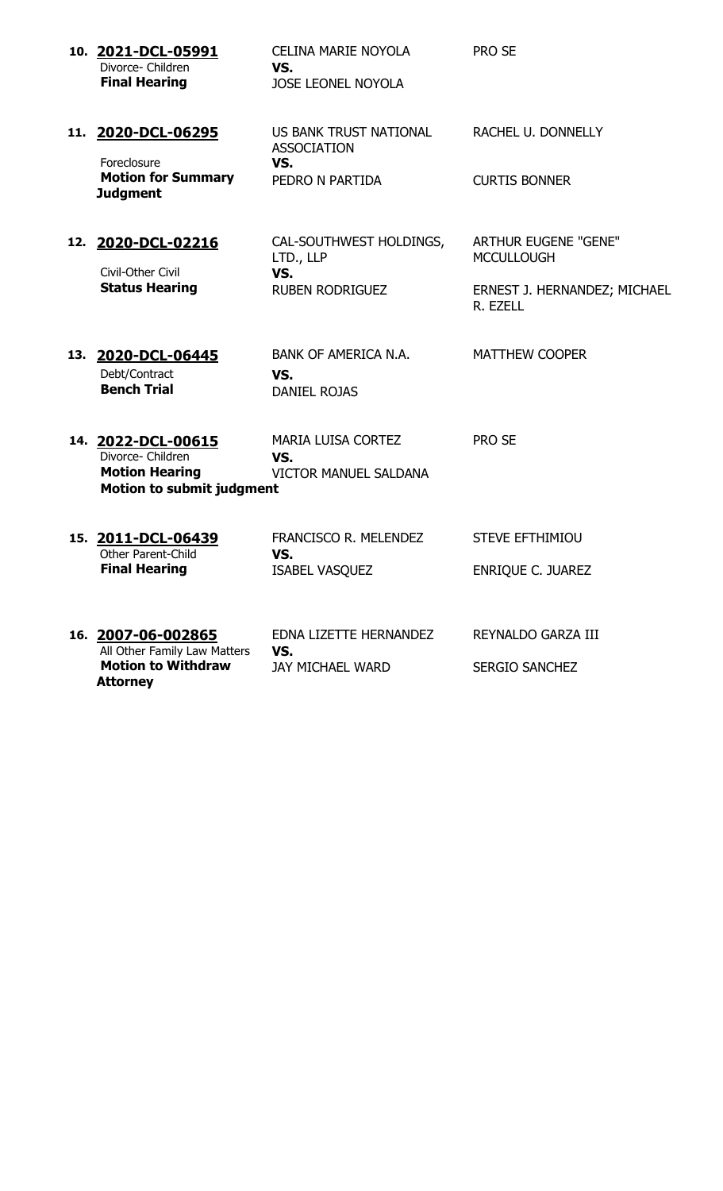| # | Case | Parties | Attorneys |
|---|---|---|---|
| 10. | **2021-DCL-05991**<br>Divorce- Children<br>**Final Hearing** | CELINA MARIE NOYOLA<br>**VS.**<br>JOSE LEONEL NOYOLA | PRO SE |
| 11. | **2020-DCL-06295**<br>Foreclosure<br>**Motion for Summary Judgment** | US BANK TRUST NATIONAL ASSOCIATION<br>**VS.**<br>PEDRO N PARTIDA | RACHEL U. DONNELLY<br><br>CURTIS BONNER |
| 12. | **2020-DCL-02216**<br>Civil-Other Civil<br>**Status Hearing** | CAL-SOUTHWEST HOLDINGS, LTD., LLP<br>**VS.**<br>RUBEN RODRIGUEZ | ARTHUR EUGENE "GENE" MCCULLOUGH<br><br>ERNEST J. HERNANDEZ; MICHAEL R. EZELL |
| 13. | **2020-DCL-06445**<br>Debt/Contract<br>**Bench Trial** | BANK OF AMERICA N.A.<br>**VS.**<br>DANIEL ROJAS | MATTHEW COOPER |
| 14. | **2022-DCL-00615**<br>Divorce- Children<br>**Motion Hearing**<br>**Motion to submit judgment** | MARIA LUISA CORTEZ<br>**VS.**<br>VICTOR MANUEL SALDANA | PRO SE |
| 15. | **2011-DCL-06439**<br>Other Parent-Child<br>**Final Hearing** | FRANCISCO R. MELENDEZ<br>**VS.**<br>ISABEL VASQUEZ | STEVE EFTHIMIOU<br><br>ENRIQUE C. JUAREZ |
| 16. | **2007-06-002865**<br>All Other Family Law Matters<br>**Motion to Withdraw Attorney** | EDNA LIZETTE HERNANDEZ<br>**VS.**<br>JAY MICHAEL WARD | REYNALDO GARZA III<br><br>SERGIO SANCHEZ |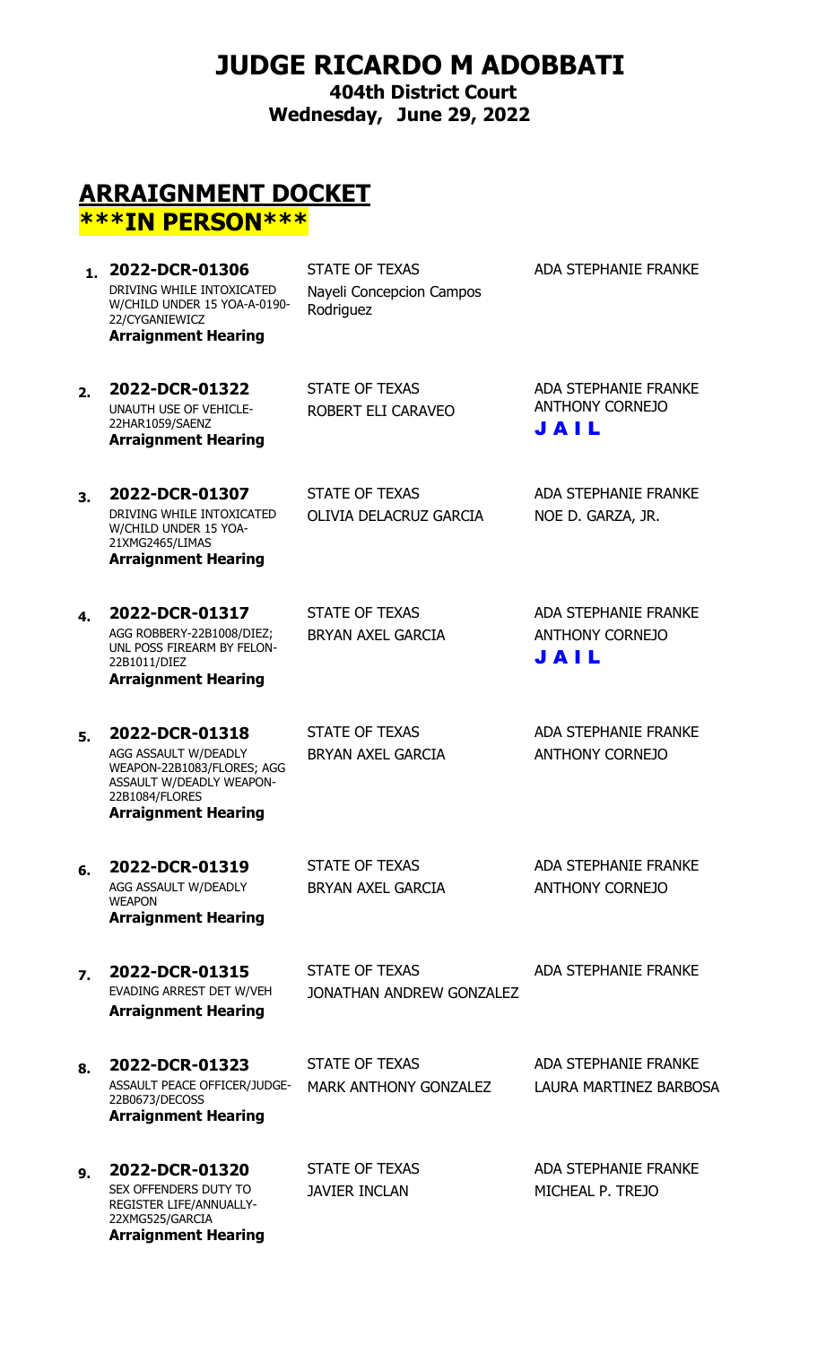# JUDGE RICARDO M ADOBBATI

**404th District Court**
**Wednesday, June 29, 2022**

## ARRAIGNMENT DOCKET

**\*\*\*IN PERSON\*\*\***

| # | Case | Parties | Attorneys |
|---|---|---|---|
| 1. | **2022-DCR-01306**<br>DRIVING WHILE INTOXICATED W/CHILD UNDER 15 YOA-A-0190-22/CYGANIEWICZ<br>**Arraignment Hearing** | STATE OF TEXAS<br>Nayeli Concepcion Campos Rodriguez | ADA STEPHANIE FRANKE |
| 2. | **2022-DCR-01322**<br>UNAUTH USE OF VEHICLE-22HAR1059/SAENZ<br>**Arraignment Hearing** | STATE OF TEXAS<br>ROBERT ELI CARAVEO | ADA STEPHANIE FRANKE<br>ANTHONY CORNEJO<br>**J A I L** |
| 3. | **2022-DCR-01307**<br>DRIVING WHILE INTOXICATED W/CHILD UNDER 15 YOA-21XMG2465/LIMAS<br>**Arraignment Hearing** | STATE OF TEXAS<br>OLIVIA DELACRUZ GARCIA | ADA STEPHANIE FRANKE<br>NOE D. GARZA, JR. |
| 4. | **2022-DCR-01317**<br>AGG ROBBERY-22B1008/DIEZ; UNL POSS FIREARM BY FELON-22B1011/DIEZ<br>**Arraignment Hearing** | STATE OF TEXAS<br>BRYAN AXEL GARCIA | ADA STEPHANIE FRANKE<br>ANTHONY CORNEJO<br>**J A I L** |
| 5. | **2022-DCR-01318**<br>AGG ASSAULT W/DEADLY WEAPON-22B1083/FLORES; AGG ASSAULT W/DEADLY WEAPON-22B1084/FLORES<br>**Arraignment Hearing** | STATE OF TEXAS<br>BRYAN AXEL GARCIA | ADA STEPHANIE FRANKE<br>ANTHONY CORNEJO |
| 6. | **2022-DCR-01319**<br>AGG ASSAULT W/DEADLY WEAPON<br>**Arraignment Hearing** | STATE OF TEXAS<br>BRYAN AXEL GARCIA | ADA STEPHANIE FRANKE<br>ANTHONY CORNEJO |
| 7. | **2022-DCR-01315**<br>EVADING ARREST DET W/VEH<br>**Arraignment Hearing** | STATE OF TEXAS<br>JONATHAN ANDREW GONZALEZ | ADA STEPHANIE FRANKE |
| 8. | **2022-DCR-01323**<br>ASSAULT PEACE OFFICER/JUDGE-22B0673/DECOSS<br>**Arraignment Hearing** | STATE OF TEXAS<br>MARK ANTHONY GONZALEZ | ADA STEPHANIE FRANKE<br>LAURA MARTINEZ BARBOSA |
| 9. | **2022-DCR-01320**<br>SEX OFFENDERS DUTY TO REGISTER LIFE/ANNUALLY-22XMG525/GARCIA<br>**Arraignment Hearing** | STATE OF TEXAS<br>JAVIER INCLAN | ADA STEPHANIE FRANKE<br>MICHEAL P. TREJO |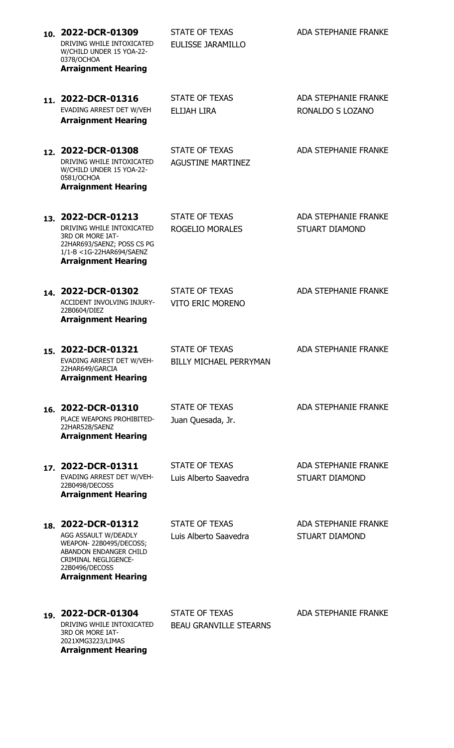10. **2022-DCR-01309**
DRIVING WHILE INTOXICATED W/CHILD UNDER 15 YOA-22-0378/OCHOA
**Arraignment Hearing**

STATE OF TEXAS
EULISSE JARAMILLO

ADA STEPHANIE FRANKE

11. **2022-DCR-01316**
EVADING ARREST DET W/VEH
**Arraignment Hearing**

STATE OF TEXAS
ELIJAH LIRA

ADA STEPHANIE FRANKE
RONALDO S LOZANO

12. **2022-DCR-01308**
DRIVING WHILE INTOXICATED W/CHILD UNDER 15 YOA-22-0581/OCHOA
**Arraignment Hearing**

STATE OF TEXAS
AGUSTINE MARTINEZ

ADA STEPHANIE FRANKE

13. **2022-DCR-01213**
DRIVING WHILE INTOXICATED 3RD OR MORE IAT-22HAR693/SAENZ; POSS CS PG 1/1-B <1G-22HAR694/SAENZ
**Arraignment Hearing**

STATE OF TEXAS
ROGELIO MORALES

ADA STEPHANIE FRANKE
STUART DIAMOND

14. **2022-DCR-01302**
ACCIDENT INVOLVING INJURY-22B0604/DIEZ
**Arraignment Hearing**

STATE OF TEXAS
VITO ERIC MORENO

ADA STEPHANIE FRANKE

15. **2022-DCR-01321**
EVADING ARREST DET W/VEH-22HAR649/GARCIA
**Arraignment Hearing**

STATE OF TEXAS
BILLY MICHAEL PERRYMAN

ADA STEPHANIE FRANKE

16. **2022-DCR-01310**
PLACE WEAPONS PROHIBITED-22HAR528/SAENZ
**Arraignment Hearing**

STATE OF TEXAS
Juan Quesada, Jr.

ADA STEPHANIE FRANKE

17. **2022-DCR-01311**
EVADING ARREST DET W/VEH-22B0498/DECOSS
**Arraignment Hearing**

STATE OF TEXAS
Luis Alberto Saavedra

ADA STEPHANIE FRANKE
STUART DIAMOND

18. **2022-DCR-01312**
AGG ASSAULT W/DEADLY WEAPON- 22B0495/DECOSS; ABANDON ENDANGER CHILD CRIMINAL NEGLIGENCE-22B0496/DECOSS
**Arraignment Hearing**

STATE OF TEXAS
Luis Alberto Saavedra

ADA STEPHANIE FRANKE
STUART DIAMOND

19. **2022-DCR-01304**
DRIVING WHILE INTOXICATED 3RD OR MORE IAT-2021XMG3223/LIMAS
**Arraignment Hearing**

STATE OF TEXAS
BEAU GRANVILLE STEARNS

ADA STEPHANIE FRANKE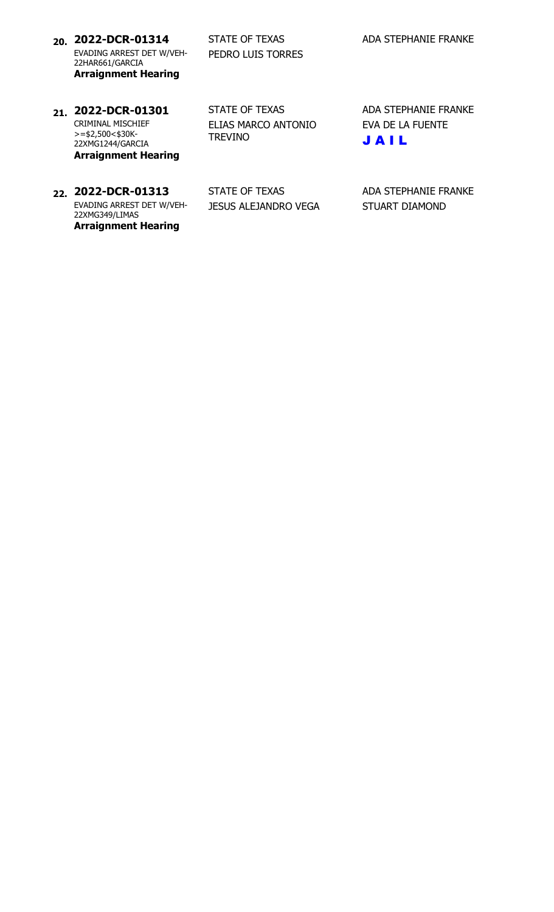**20. 2022-DCR-01314**
EVADING ARREST DET W/VEH-22HAR661/GARCIA
**Arraignment Hearing**

STATE OF TEXAS
PEDRO LUIS TORRES

ADA STEPHANIE FRANKE

**21. 2022-DCR-01301**
CRIMINAL MISCHIEF >=$2,500<$30K-22XMG1244/GARCIA
**Arraignment Hearing**

STATE OF TEXAS
ELIAS MARCO ANTONIO TREVINO

ADA STEPHANIE FRANKE
EVA DE LA FUENTE
**J A I L**

**22. 2022-DCR-01313**
EVADING ARREST DET W/VEH-22XMG349/LIMAS
**Arraignment Hearing**

STATE OF TEXAS
JESUS ALEJANDRO VEGA

ADA STEPHANIE FRANKE
STUART DIAMOND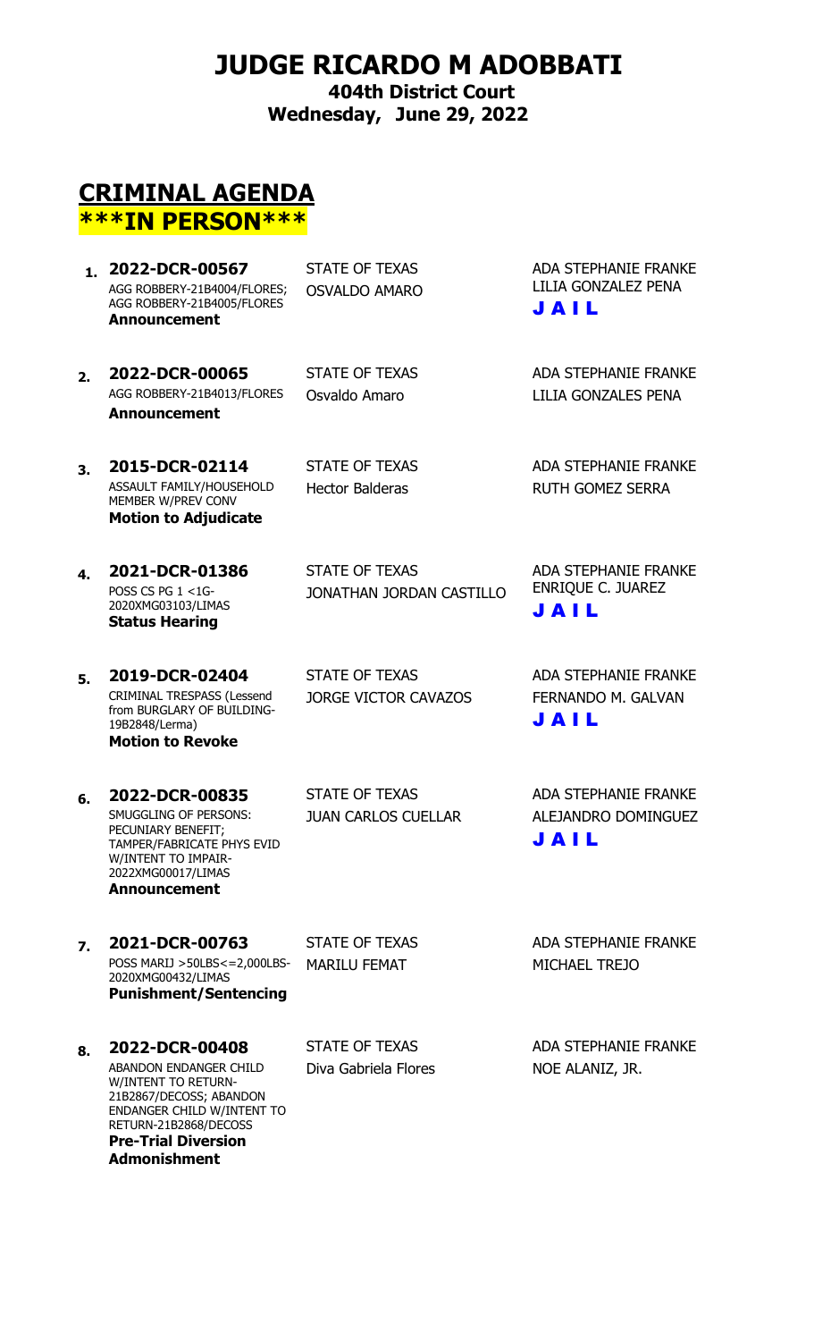# JUDGE RICARDO M ADOBBATI

**404th District Court**
**Wednesday, June 29, 2022**

## CRIMINAL AGENDA

## \*\*\*IN PERSON\*\*\*

| # | Case | Parties | Attorneys |
|---|---|---|---|
| 1. | **2022-DCR-00567**<br>AGG ROBBERY-21B4004/FLORES; AGG ROBBERY-21B4005/FLORES<br>**Announcement** | STATE OF TEXAS<br>OSVALDO AMARO | ADA STEPHANIE FRANKE<br>LILIA GONZALEZ PENA<br>**J A I L** |
| 2. | **2022-DCR-00065**<br>AGG ROBBERY-21B4013/FLORES<br>**Announcement** | STATE OF TEXAS<br>Osvaldo Amaro | ADA STEPHANIE FRANKE<br>LILIA GONZALES PENA |
| 3. | **2015-DCR-02114**<br>ASSAULT FAMILY/HOUSEHOLD MEMBER W/PREV CONV<br>**Motion to Adjudicate** | STATE OF TEXAS<br>Hector Balderas | ADA STEPHANIE FRANKE<br>RUTH GOMEZ SERRA |
| 4. | **2021-DCR-01386**<br>POSS CS PG 1 <1G-2020XMG03103/LIMAS<br>**Status Hearing** | STATE OF TEXAS<br>JONATHAN JORDAN CASTILLO | ADA STEPHANIE FRANKE<br>ENRIQUE C. JUAREZ<br>**J A I L** |
| 5. | **2019-DCR-02404**<br>CRIMINAL TRESPASS (Lessend from BURGLARY OF BUILDING-19B2848/Lerma)<br>**Motion to Revoke** | STATE OF TEXAS<br>JORGE VICTOR CAVAZOS | ADA STEPHANIE FRANKE<br>FERNANDO M. GALVAN<br>**J A I L** |
| 6. | **2022-DCR-00835**<br>SMUGGLING OF PERSONS: PECUNIARY BENEFIT; TAMPER/FABRICATE PHYS EVID W/INTENT TO IMPAIR-2022XMG00017/LIMAS<br>**Announcement** | STATE OF TEXAS<br>JUAN CARLOS CUELLAR | ADA STEPHANIE FRANKE<br>ALEJANDRO DOMINGUEZ<br>**J A I L** |
| 7. | **2021-DCR-00763**<br>POSS MARIJ >50LBS<=2,000LBS-2020XMG00432/LIMAS<br>**Punishment/Sentencing** | STATE OF TEXAS<br>MARILU FEMAT | ADA STEPHANIE FRANKE<br>MICHAEL TREJO |
| 8. | **2022-DCR-00408**<br>ABANDON ENDANGER CHILD W/INTENT TO RETURN-21B2867/DECOSS; ABANDON ENDANGER CHILD W/INTENT TO RETURN-21B2868/DECOSS<br>**Pre-Trial Diversion Admonishment** | STATE OF TEXAS<br>Diva Gabriela Flores | ADA STEPHANIE FRANKE<br>NOE ALANIZ, JR. |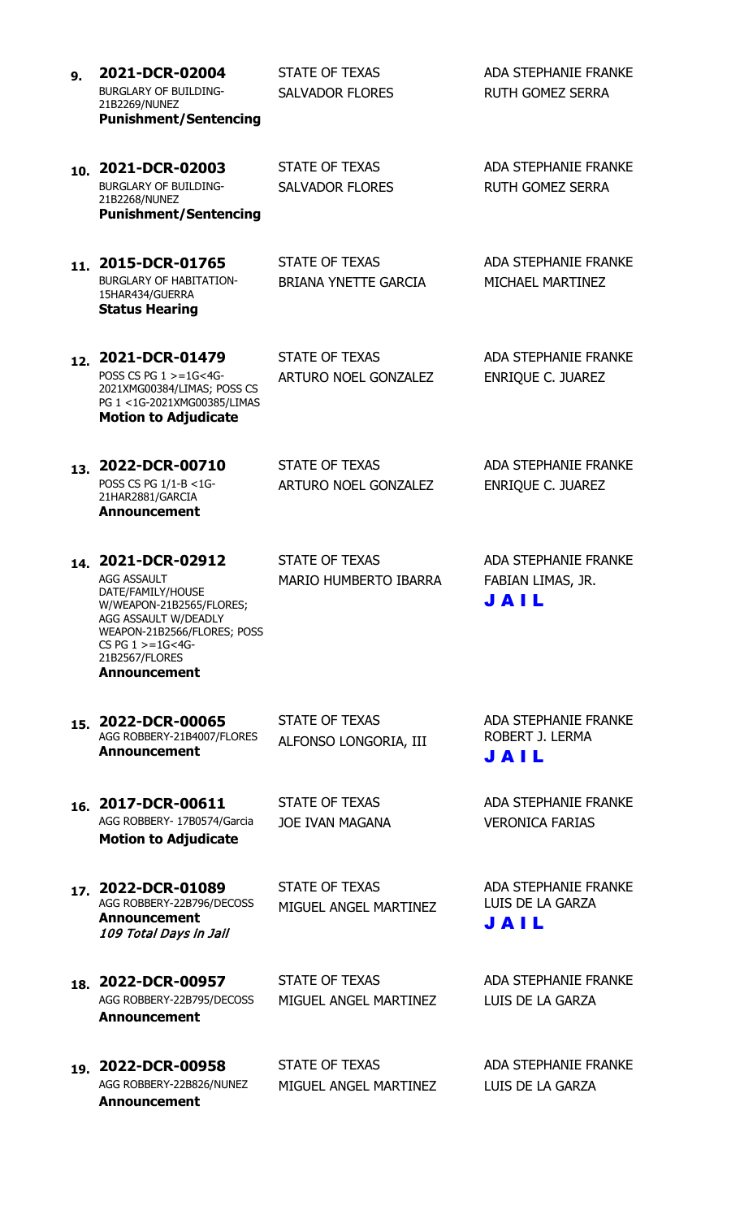| # | Case | Parties | Attorneys |
|---|---|---|---|
| 9. | **2021-DCR-02004**<br>BURGLARY OF BUILDING-21B2269/NUNEZ<br>**Punishment/Sentencing** | STATE OF TEXAS<br>SALVADOR FLORES | ADA STEPHANIE FRANKE<br>RUTH GOMEZ SERRA |
| 10. | **2021-DCR-02003**<br>BURGLARY OF BUILDING-21B2268/NUNEZ<br>**Punishment/Sentencing** | STATE OF TEXAS<br>SALVADOR FLORES | ADA STEPHANIE FRANKE<br>RUTH GOMEZ SERRA |
| 11. | **2015-DCR-01765**<br>BURGLARY OF HABITATION-15HAR434/GUERRA<br>**Status Hearing** | STATE OF TEXAS<br>BRIANA YNETTE GARCIA | ADA STEPHANIE FRANKE<br>MICHAEL MARTINEZ |
| 12. | **2021-DCR-01479**<br>POSS CS PG 1 >=1G<4G-2021XMG00384/LIMAS; POSS CS PG 1 <1G-2021XMG00385/LIMAS<br>**Motion to Adjudicate** | STATE OF TEXAS<br>ARTURO NOEL GONZALEZ | ADA STEPHANIE FRANKE<br>ENRIQUE C. JUAREZ |
| 13. | **2022-DCR-00710**<br>POSS CS PG 1/1-B <1G-21HAR2881/GARCIA<br>**Announcement** | STATE OF TEXAS<br>ARTURO NOEL GONZALEZ | ADA STEPHANIE FRANKE<br>ENRIQUE C. JUAREZ |
| 14. | **2021-DCR-02912**<br>AGG ASSAULT DATE/FAMILY/HOUSE W/WEAPON-21B2565/FLORES; AGG ASSAULT W/DEADLY WEAPON-21B2566/FLORES; POSS CS PG 1 >=1G<4G-21B2567/FLORES<br>**Announcement** | STATE OF TEXAS<br>MARIO HUMBERTO IBARRA | ADA STEPHANIE FRANKE<br>FABIAN LIMAS, JR.<br>**JAIL** |
| 15. | **2022-DCR-00065**<br>AGG ROBBERY-21B4007/FLORES<br>**Announcement** | STATE OF TEXAS<br>ALFONSO LONGORIA, III | ADA STEPHANIE FRANKE<br>ROBERT J. LERMA<br>**JAIL** |
| 16. | **2017-DCR-00611**<br>AGG ROBBERY- 17B0574/Garcia<br>**Motion to Adjudicate** | STATE OF TEXAS<br>JOE IVAN MAGANA | ADA STEPHANIE FRANKE<br>VERONICA FARIAS |
| 17. | **2022-DCR-01089**<br>AGG ROBBERY-22B796/DECOSS<br>**Announcement**<br>*109 Total Days in Jail* | STATE OF TEXAS<br>MIGUEL ANGEL MARTINEZ | ADA STEPHANIE FRANKE<br>LUIS DE LA GARZA<br>**JAIL** |
| 18. | **2022-DCR-00957**<br>AGG ROBBERY-22B795/DECOSS<br>**Announcement** | STATE OF TEXAS<br>MIGUEL ANGEL MARTINEZ | ADA STEPHANIE FRANKE<br>LUIS DE LA GARZA |
| 19. | **2022-DCR-00958**<br>AGG ROBBERY-22B826/NUNEZ<br>**Announcement** | STATE OF TEXAS<br>MIGUEL ANGEL MARTINEZ | ADA STEPHANIE FRANKE<br>LUIS DE LA GARZA |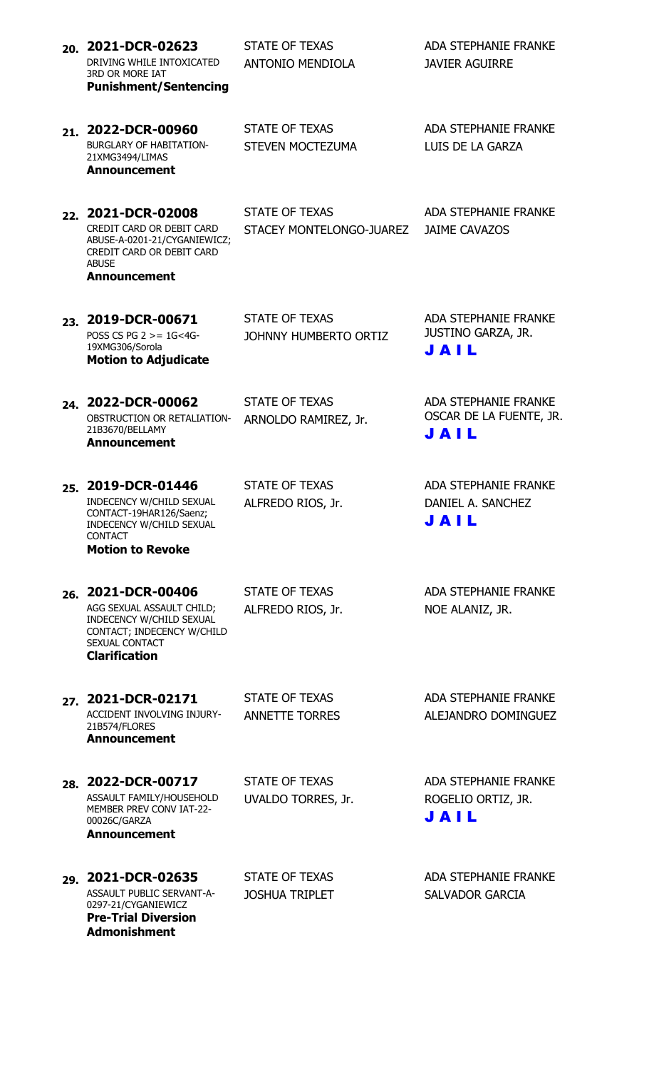20. **2021-DCR-02623**
DRIVING WHILE INTOXICATED 3RD OR MORE IAT
**Punishment/Sentencing**
STATE OF TEXAS
ANTONIO MENDIOLA
ADA STEPHANIE FRANKE
JAVIER AGUIRRE

21. **2022-DCR-00960**
BURGLARY OF HABITATION-21XMG3494/LIMAS
**Announcement**
STATE OF TEXAS
STEVEN MOCTEZUMA
ADA STEPHANIE FRANKE
LUIS DE LA GARZA

22. **2021-DCR-02008**
CREDIT CARD OR DEBIT CARD ABUSE-A-0201-21/CYGANIEWICZ; CREDIT CARD OR DEBIT CARD ABUSE
**Announcement**
STATE OF TEXAS
STACEY MONTELONGO-JUAREZ
ADA STEPHANIE FRANKE
JAIME CAVAZOS

23. **2019-DCR-00671**
POSS CS PG 2 >= 1G<4G-19XMG306/Sorola
**Motion to Adjudicate**
STATE OF TEXAS
JOHNNY HUMBERTO ORTIZ
ADA STEPHANIE FRANKE
JUSTINO GARZA, JR.
**JAIL**

24. **2022-DCR-00062**
OBSTRUCTION OR RETALIATION-21B3670/BELLAMY
**Announcement**
STATE OF TEXAS
ARNOLDO RAMIREZ, Jr.
ADA STEPHANIE FRANKE
OSCAR DE LA FUENTE, JR.
**JAIL**

25. **2019-DCR-01446**
INDECENCY W/CHILD SEXUAL CONTACT-19HAR126/Saenz; INDECENCY W/CHILD SEXUAL CONTACT
**Motion to Revoke**
STATE OF TEXAS
ALFREDO RIOS, Jr.
ADA STEPHANIE FRANKE
DANIEL A. SANCHEZ
**JAIL**

26. **2021-DCR-00406**
AGG SEXUAL ASSAULT CHILD; INDECENCY W/CHILD SEXUAL CONTACT; INDECENCY W/CHILD SEXUAL CONTACT
**Clarification**
STATE OF TEXAS
ALFREDO RIOS, Jr.
ADA STEPHANIE FRANKE
NOE ALANIZ, JR.

27. **2021-DCR-02171**
ACCIDENT INVOLVING INJURY-21B574/FLORES
**Announcement**
STATE OF TEXAS
ANNETTE TORRES
ADA STEPHANIE FRANKE
ALEJANDRO DOMINGUEZ

28. **2022-DCR-00717**
ASSAULT FAMILY/HOUSEHOLD MEMBER PREV CONV IAT-22-00026C/GARZA
**Announcement**
STATE OF TEXAS
UVALDO TORRES, Jr.
ADA STEPHANIE FRANKE
ROGELIO ORTIZ, JR.
**JAIL**

29. **2021-DCR-02635**
ASSAULT PUBLIC SERVANT-A-0297-21/CYGANIEWICZ
**Pre-Trial Diversion Admonishment**
STATE OF TEXAS
JOSHUA TRIPLET
ADA STEPHANIE FRANKE
SALVADOR GARCIA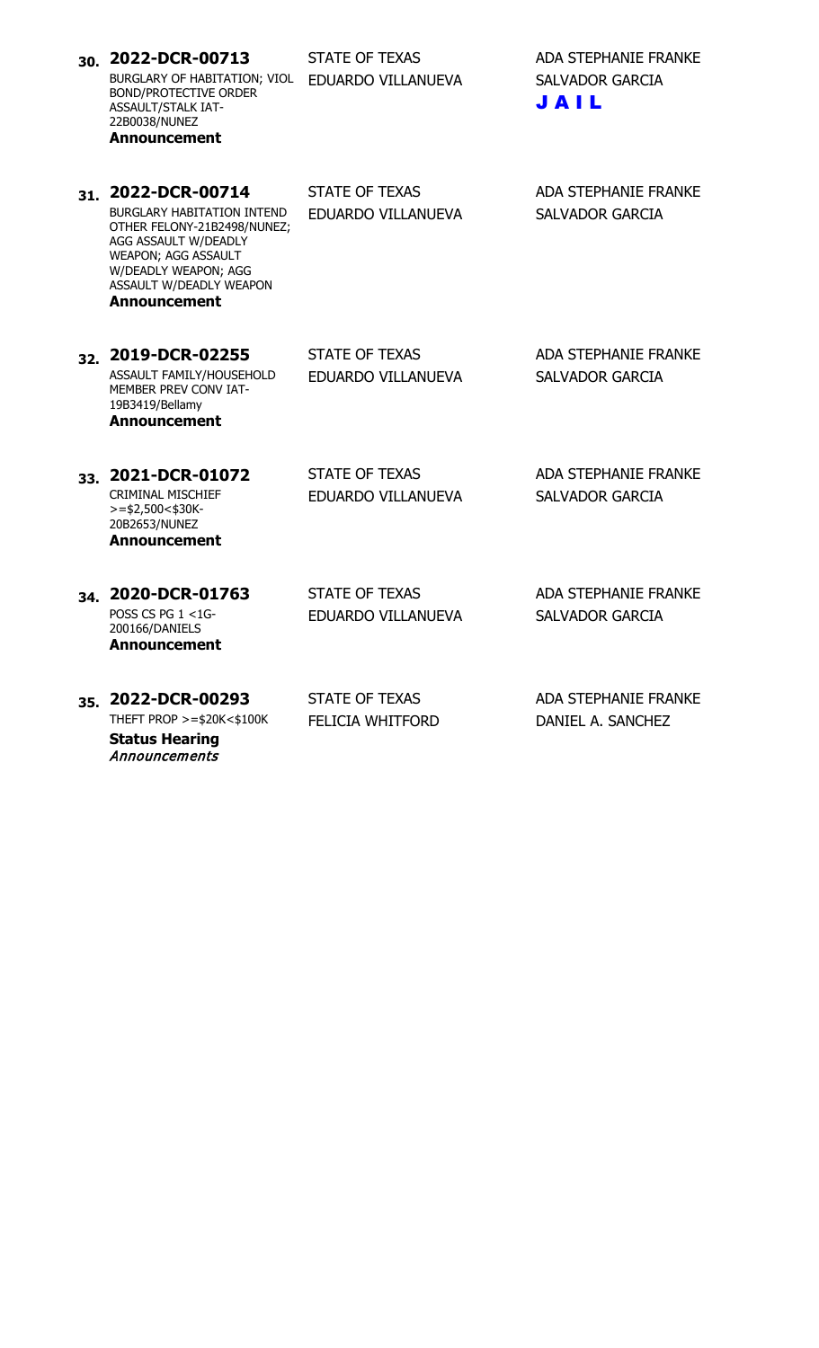| | | | |
|---|---|---|---|
| 30. | **2022-DCR-00713**<br>BURGLARY OF HABITATION; VIOL BOND/PROTECTIVE ORDER ASSAULT/STALK IAT-22B0038/NUNEZ<br>**Announcement** | STATE OF TEXAS<br>EDUARDO VILLANUEVA | ADA STEPHANIE FRANKE<br>SALVADOR GARCIA<br>**J A I L** |
| 31. | **2022-DCR-00714**<br>BURGLARY HABITATION INTEND OTHER FELONY-21B2498/NUNEZ; AGG ASSAULT W/DEADLY WEAPON; AGG ASSAULT W/DEADLY WEAPON; AGG ASSAULT W/DEADLY WEAPON<br>**Announcement** | STATE OF TEXAS<br>EDUARDO VILLANUEVA | ADA STEPHANIE FRANKE<br>SALVADOR GARCIA |
| 32. | **2019-DCR-02255**<br>ASSAULT FAMILY/HOUSEHOLD MEMBER PREV CONV IAT-19B3419/Bellamy<br>**Announcement** | STATE OF TEXAS<br>EDUARDO VILLANUEVA | ADA STEPHANIE FRANKE<br>SALVADOR GARCIA |
| 33. | **2021-DCR-01072**<br>CRIMINAL MISCHIEF >=$2,500<$30K-20B2653/NUNEZ<br>**Announcement** | STATE OF TEXAS<br>EDUARDO VILLANUEVA | ADA STEPHANIE FRANKE<br>SALVADOR GARCIA |
| 34. | **2020-DCR-01763**<br>POSS CS PG 1 <1G-200166/DANIELS<br>**Announcement** | STATE OF TEXAS<br>EDUARDO VILLANUEVA | ADA STEPHANIE FRANKE<br>SALVADOR GARCIA |
| 35. | **2022-DCR-00293**<br>THEFT PROP >=$20K<$100K<br>**Status Hearing**<br>*Announcements* | STATE OF TEXAS<br>FELICIA WHITFORD | ADA STEPHANIE FRANKE<br>DANIEL A. SANCHEZ |